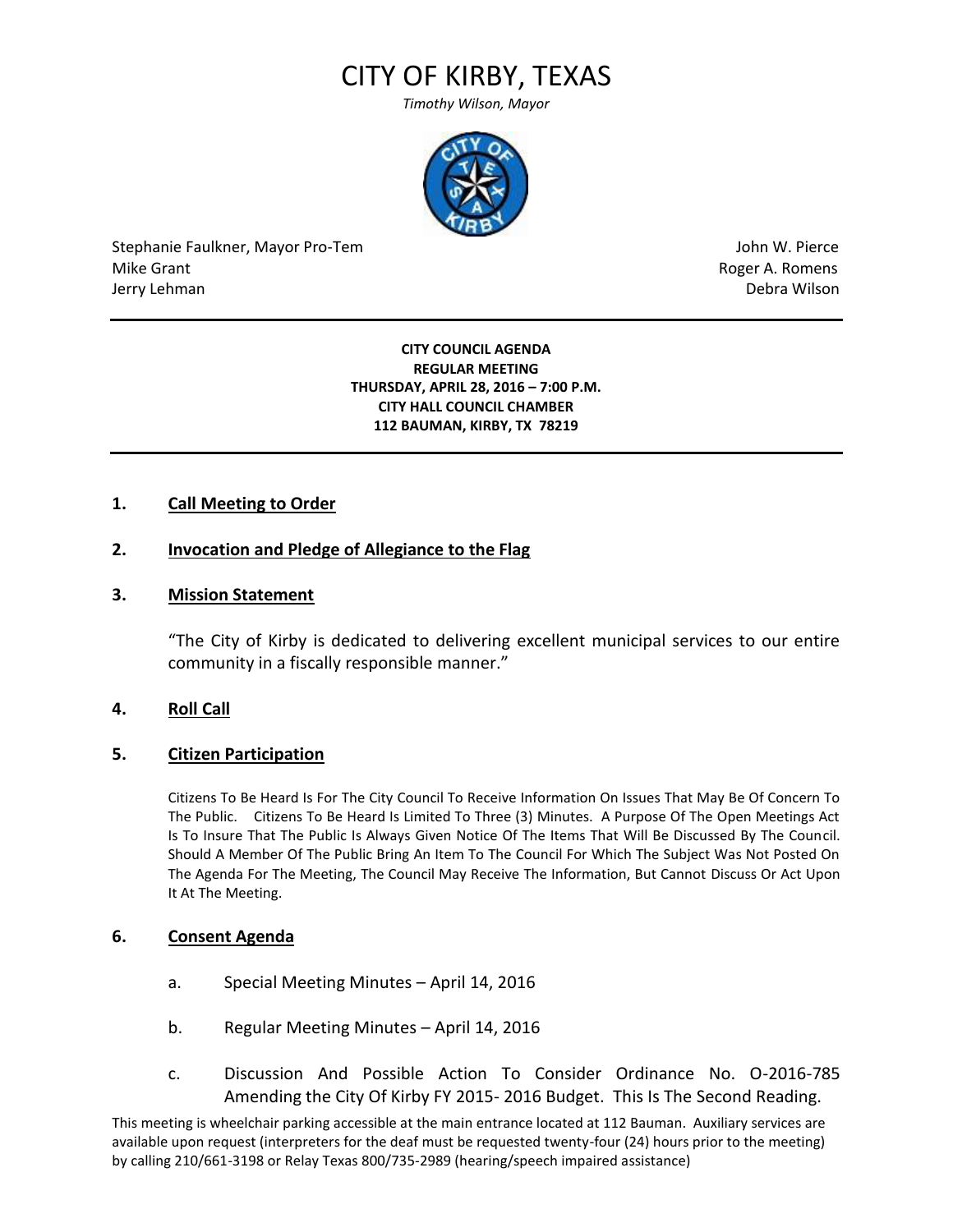# CITY OF KIRBY, TEXAS

*Timothy Wilson, Mayor*

Stephanie Faulkner, Mayor Pro-Tem
Mike Grant
Jerry Lehman

John W. Pierce
Roger A. Romens
Debra Wilson

**CITY COUNCIL AGENDA**
**REGULAR MEETING**
**THURSDAY, APRIL 28, 2016 – 7:00 P.M.**
**CITY HALL COUNCIL CHAMBER**
**112 BAUMAN, KIRBY, TX 78219**

## 1. Call Meeting to Order

## 2. Invocation and Pledge of Allegiance to the Flag

## 3. Mission Statement

"The City of Kirby is dedicated to delivering excellent municipal services to our entire community in a fiscally responsible manner."

## 4. Roll Call

## 5. Citizen Participation

Citizens To Be Heard Is For The City Council To Receive Information On Issues That May Be Of Concern To The Public. Citizens To Be Heard Is Limited To Three (3) Minutes. A Purpose Of The Open Meetings Act Is To Insure That The Public Is Always Given Notice Of The Items That Will Be Discussed By The Council. Should A Member Of The Public Bring An Item To The Council For Which The Subject Was Not Posted On The Agenda For The Meeting, The Council May Receive The Information, But Cannot Discuss Or Act Upon It At The Meeting.

## 6. Consent Agenda

a. Special Meeting Minutes – April 14, 2016

b. Regular Meeting Minutes – April 14, 2016

c. Discussion And Possible Action To Consider Ordinance No. O-2016-785 Amending the City Of Kirby FY 2015- 2016 Budget. This Is The Second Reading.

This meeting is wheelchair parking accessible at the main entrance located at 112 Bauman. Auxiliary services are available upon request (interpreters for the deaf must be requested twenty-four (24) hours prior to the meeting) by calling 210/661-3198 or Relay Texas 800/735-2989 (hearing/speech impaired assistance)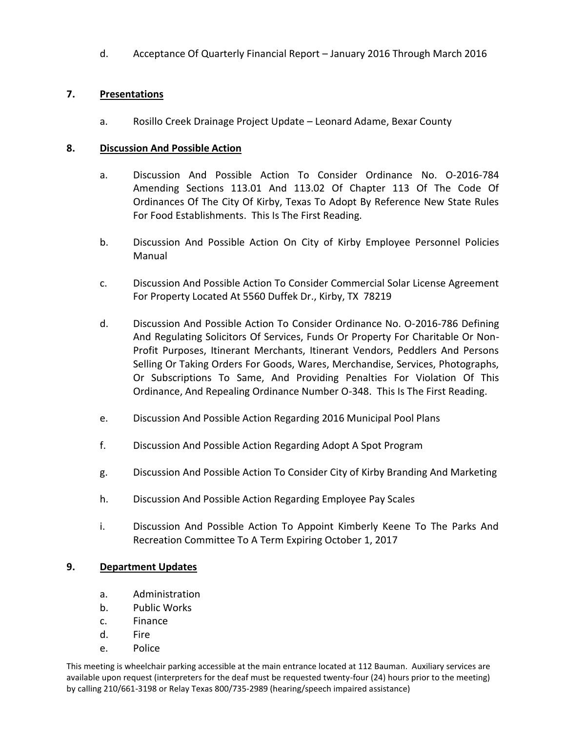d. Acceptance Of Quarterly Financial Report – January 2016 Through March 2016

## 7. Presentations

a. Rosillo Creek Drainage Project Update – Leonard Adame, Bexar County

## 8. Discussion And Possible Action

a. Discussion And Possible Action To Consider Ordinance No. O-2016-784 Amending Sections 113.01 And 113.02 Of Chapter 113 Of The Code Of Ordinances Of The City Of Kirby, Texas To Adopt By Reference New State Rules For Food Establishments. This Is The First Reading.

b. Discussion And Possible Action On City of Kirby Employee Personnel Policies Manual

c. Discussion And Possible Action To Consider Commercial Solar License Agreement For Property Located At 5560 Duffek Dr., Kirby, TX 78219

d. Discussion And Possible Action To Consider Ordinance No. O-2016-786 Defining And Regulating Solicitors Of Services, Funds Or Property For Charitable Or Non-Profit Purposes, Itinerant Merchants, Itinerant Vendors, Peddlers And Persons Selling Or Taking Orders For Goods, Wares, Merchandise, Services, Photographs, Or Subscriptions To Same, And Providing Penalties For Violation Of This Ordinance, And Repealing Ordinance Number O-348. This Is The First Reading.

e. Discussion And Possible Action Regarding 2016 Municipal Pool Plans

f. Discussion And Possible Action Regarding Adopt A Spot Program

g. Discussion And Possible Action To Consider City of Kirby Branding And Marketing

h. Discussion And Possible Action Regarding Employee Pay Scales

i. Discussion And Possible Action To Appoint Kimberly Keene To The Parks And Recreation Committee To A Term Expiring October 1, 2017

## 9. Department Updates

a. Administration
b. Public Works
c. Finance
d. Fire
e. Police

This meeting is wheelchair parking accessible at the main entrance located at 112 Bauman. Auxiliary services are available upon request (interpreters for the deaf must be requested twenty-four (24) hours prior to the meeting) by calling 210/661-3198 or Relay Texas 800/735-2989 (hearing/speech impaired assistance)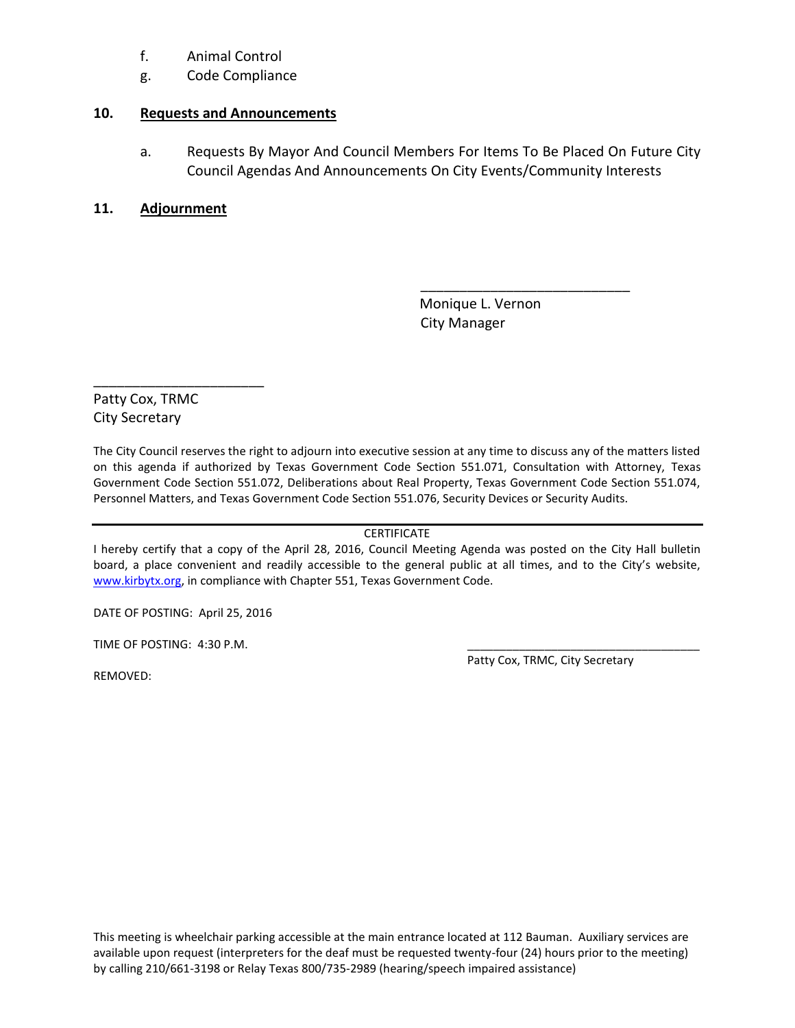f. Animal Control

g. Code Compliance

## 10. Requests and Announcements

a. Requests By Mayor And Council Members For Items To Be Placed On Future City Council Agendas And Announcements On City Events/Community Interests

## 11. Adjournment

\_\_\_\_\_\_\_\_\_\_\_\_\_\_\_\_\_\_\_\_\_\_\_\_\_\_\_\_\_\_

Monique L. Vernon
City Manager

\_\_\_\_\_\_\_\_\_\_\_\_\_\_\_\_\_\_\_\_\_\_\_\_

Patty Cox, TRMC
City Secretary

The City Council reserves the right to adjourn into executive session at any time to discuss any of the matters listed on this agenda if authorized by Texas Government Code Section 551.071, Consultation with Attorney, Texas Government Code Section 551.072, Deliberations about Real Property, Texas Government Code Section 551.074, Personnel Matters, and Texas Government Code Section 551.076, Security Devices or Security Audits.

---

CERTIFICATE

I hereby certify that a copy of the April 28, 2016, Council Meeting Agenda was posted on the City Hall bulletin board, a place convenient and readily accessible to the general public at all times, and to the City's website, www.kirbytx.org, in compliance with Chapter 551, Texas Government Code.

DATE OF POSTING: April 25, 2016

TIME OF POSTING: 4:30 P.M.

\_\_\_\_\_\_\_\_\_\_\_\_\_\_\_\_\_\_\_\_\_\_\_\_\_\_\_\_\_\_\_\_\_\_\_\_

Patty Cox, TRMC, City Secretary

REMOVED:

This meeting is wheelchair parking accessible at the main entrance located at 112 Bauman. Auxiliary services are available upon request (interpreters for the deaf must be requested twenty-four (24) hours prior to the meeting) by calling 210/661-3198 or Relay Texas 800/735-2989 (hearing/speech impaired assistance)